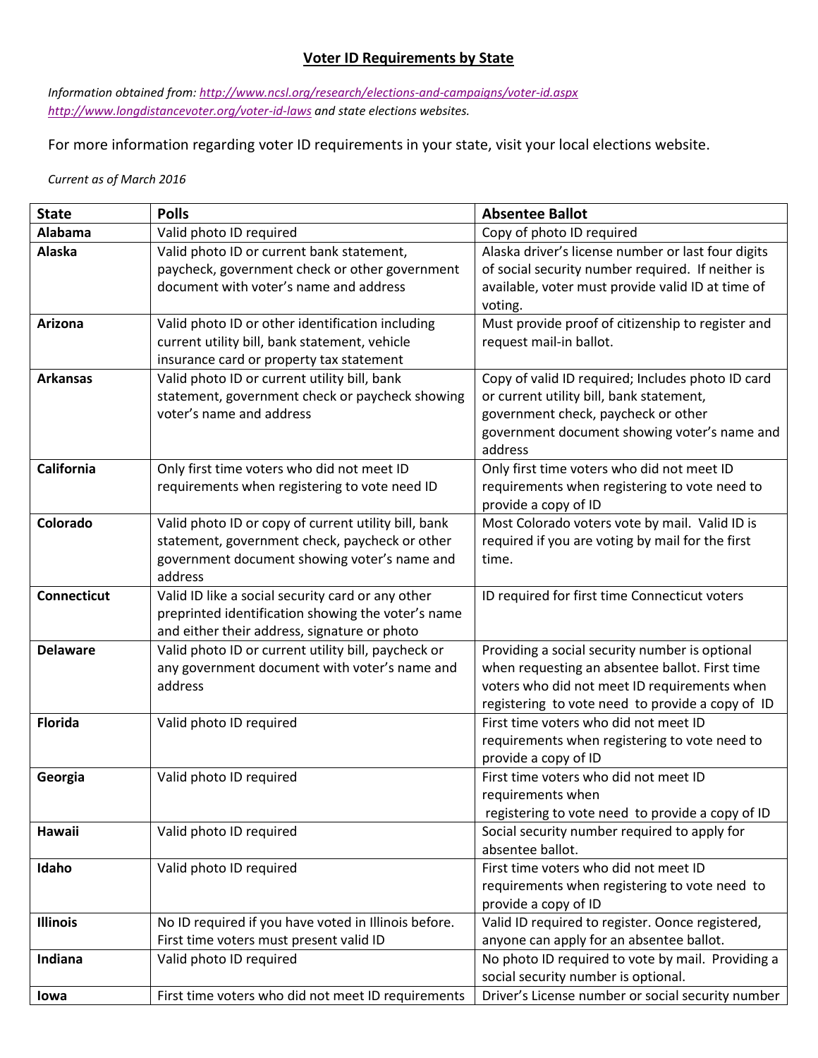# Voter ID Requirements by State

*Information obtained from: [http://www.ncsl.org/research/elections-and-campaigns/voter-id.aspx](http://www.ncsl.org/research/elections-and-campaigns/voter-id.aspx) [http://www.longdistancevoter.org/voter-id-laws](http://www.longdistancevoter.org/voter-id-laws) and state elections websites.*

For more information regarding voter ID requirements in your state, visit your local elections website.

*Current as of March 2016*

| State | Polls | Absentee Ballot |
|---|---|---|
| **Alabama** | Valid photo ID required | Copy of photo ID required |
| **Alaska** | Valid photo ID or current bank statement, paycheck, government check or other government document with voter's name and address | Alaska driver's license number or last four digits of social security number required. If neither is available, voter must provide valid ID at time of voting. |
| **Arizona** | Valid photo ID or other identification including current utility bill, bank statement, vehicle insurance card or property tax statement | Must provide proof of citizenship to register and request mail-in ballot. |
| **Arkansas** | Valid photo ID or current utility bill, bank statement, government check or paycheck showing voter's name and address | Copy of valid ID required; Includes photo ID card or current utility bill, bank statement, government check, paycheck or other government document showing voter's name and address |
| **California** | Only first time voters who did not meet ID requirements when registering to vote need ID | Only first time voters who did not meet ID requirements when registering to vote need to provide a copy of ID |
| **Colorado** | Valid photo ID or copy of current utility bill, bank statement, government check, paycheck or other government document showing voter's name and address | Most Colorado voters vote by mail. Valid ID is required if you are voting by mail for the first time. |
| **Connecticut** | Valid ID like a social security card or any other preprinted identification showing the voter's name and either their address, signature or photo | ID required for first time Connecticut voters |
| **Delaware** | Valid photo ID or current utility bill, paycheck or any government document with voter's name and address | Providing a social security number is optional when requesting an absentee ballot. First time voters who did not meet ID requirements when registering to vote need to provide a copy of ID |
| **Florida** | Valid photo ID required | First time voters who did not meet ID requirements when registering to vote need to provide a copy of ID |
| **Georgia** | Valid photo ID required | First time voters who did not meet ID requirements when registering to vote need to provide a copy of ID |
| **Hawaii** | Valid photo ID required | Social security number required to apply for absentee ballot. |
| **Idaho** | Valid photo ID required | First time voters who did not meet ID requirements when registering to vote need to provide a copy of ID |
| **Illinois** | No ID required if you have voted in Illinois before. First time voters must present valid ID | Valid ID required to register. Oonce registered, anyone can apply for an absentee ballot. |
| **Indiana** | Valid photo ID required | No photo ID required to vote by mail. Providing a social security number is optional. |
| **Iowa** | First time voters who did not meet ID requirements | Driver's License number or social security number |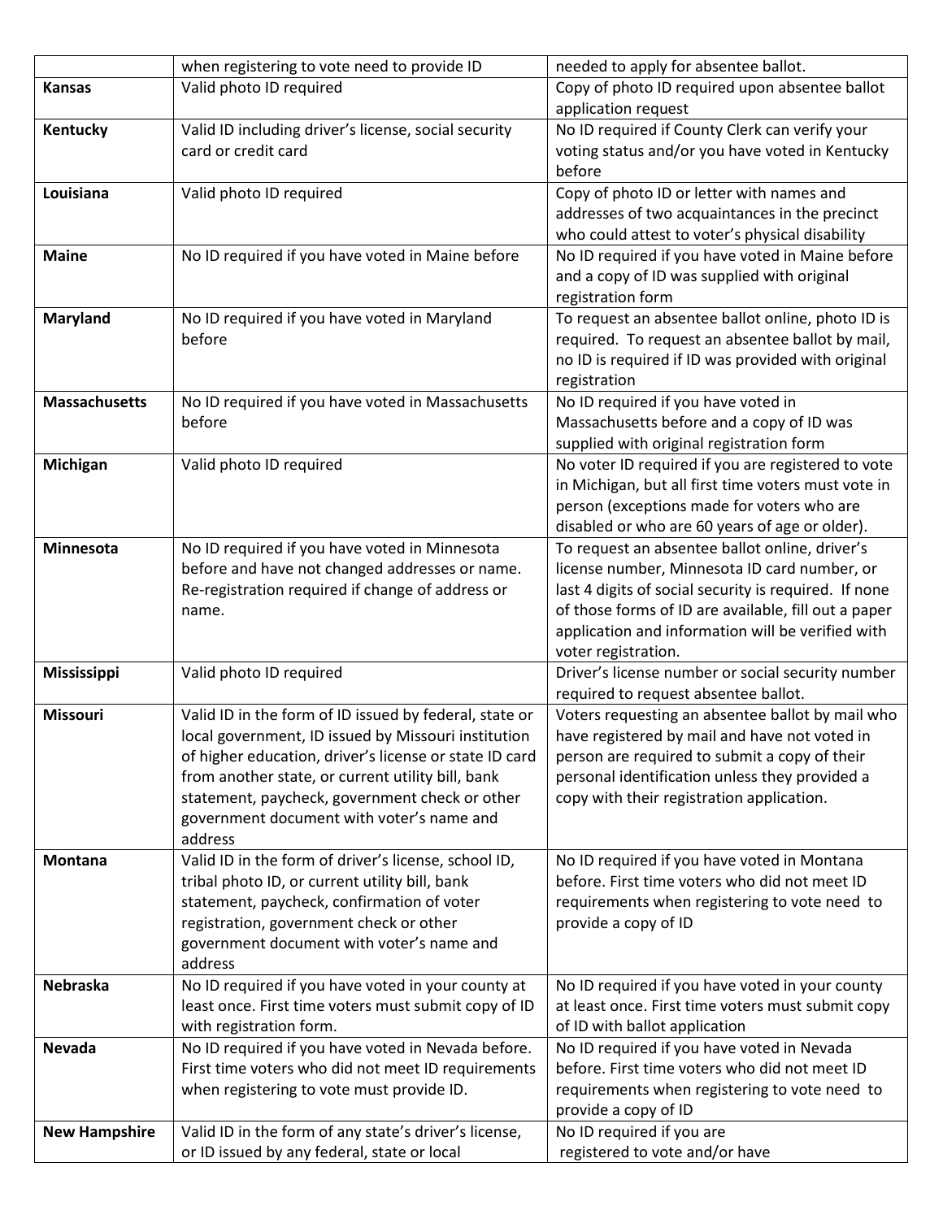| | when registering to vote need to provide ID | needed to apply for absentee ballot. |
|---|---|---|
| **Kansas** | Valid photo ID required | Copy of photo ID required upon absentee ballot application request |
| **Kentucky** | Valid ID including driver's license, social security card or credit card | No ID required if County Clerk can verify your voting status and/or you have voted in Kentucky before |
| **Louisiana** | Valid photo ID required | Copy of photo ID or letter with names and addresses of two acquaintances in the precinct who could attest to voter's physical disability |
| **Maine** | No ID required if you have voted in Maine before | No ID required if you have voted in Maine before and a copy of ID was supplied with original registration form |
| **Maryland** | No ID required if you have voted in Maryland before | To request an absentee ballot online, photo ID is required. To request an absentee ballot by mail, no ID is required if ID was provided with original registration |
| **Massachusetts** | No ID required if you have voted in Massachusetts before | No ID required if you have voted in Massachusetts before and a copy of ID was supplied with original registration form |
| **Michigan** | Valid photo ID required | No voter ID required if you are registered to vote in Michigan, but all first time voters must vote in person (exceptions made for voters who are disabled or who are 60 years of age or older). |
| **Minnesota** | No ID required if you have voted in Minnesota before and have not changed addresses or name. Re-registration required if change of address or name. | To request an absentee ballot online, driver's license number, Minnesota ID card number, or last 4 digits of social security is required. If none of those forms of ID are available, fill out a paper application and information will be verified with voter registration. |
| **Mississippi** | Valid photo ID required | Driver's license number or social security number required to request absentee ballot. |
| **Missouri** | Valid ID in the form of ID issued by federal, state or local government, ID issued by Missouri institution of higher education, driver's license or state ID card from another state, or current utility bill, bank statement, paycheck, government check or other government document with voter's name and address | Voters requesting an absentee ballot by mail who have registered by mail and have not voted in person are required to submit a copy of their personal identification unless they provided a copy with their registration application. |
| **Montana** | Valid ID in the form of driver's license, school ID, tribal photo ID, or current utility bill, bank statement, paycheck, confirmation of voter registration, government check or other government document with voter's name and address | No ID required if you have voted in Montana before. First time voters who did not meet ID requirements when registering to vote need to provide a copy of ID |
| **Nebraska** | No ID required if you have voted in your county at least once. First time voters must submit copy of ID with registration form. | No ID required if you have voted in your county at least once. First time voters must submit copy of ID with ballot application |
| **Nevada** | No ID required if you have voted in Nevada before. First time voters who did not meet ID requirements when registering to vote must provide ID. | No ID required if you have voted in Nevada before. First time voters who did not meet ID requirements when registering to vote need to provide a copy of ID |
| **New Hampshire** | Valid ID in the form of any state's driver's license, or ID issued by any federal, state or local | No ID required if you are registered to vote and/or have |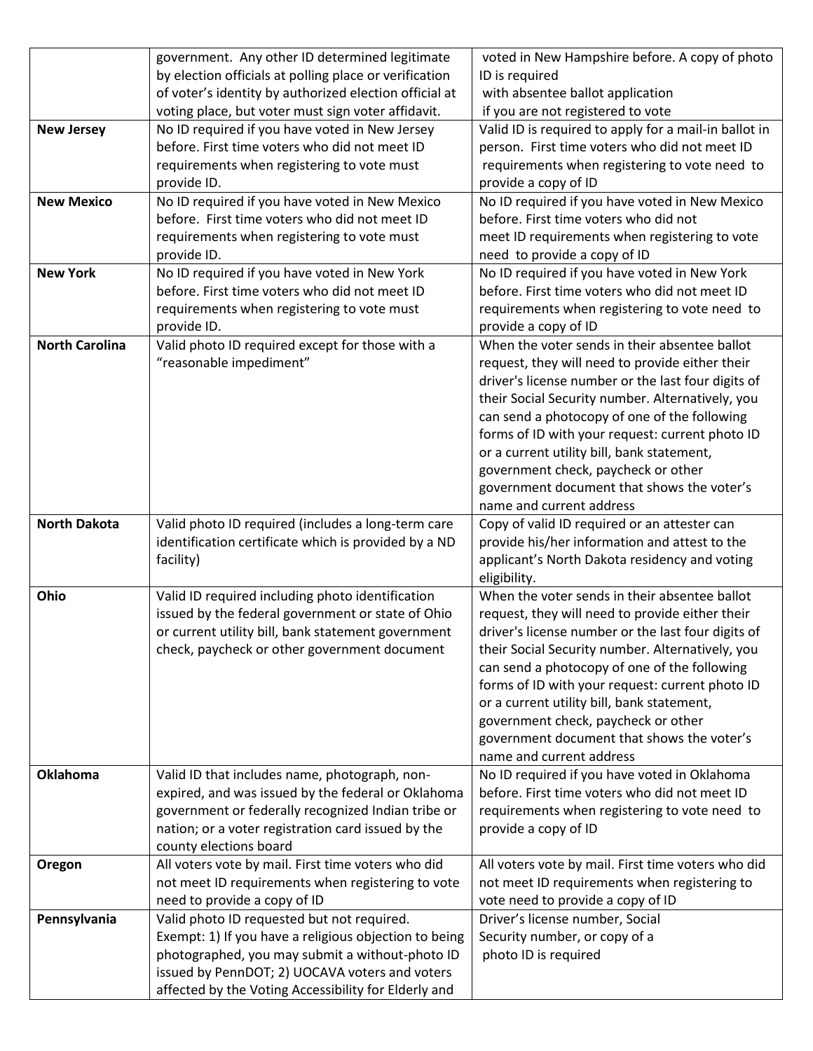| | | |
|---|---|---|
| | government. Any other ID determined legitimate by election officials at polling place or verification of voter's identity by authorized election official at voting place, but voter must sign voter affidavit. | voted in New Hampshire before. A copy of photo ID is required with absentee ballot application if you are not registered to vote |
| **New Jersey** | No ID required if you have voted in New Jersey before. First time voters who did not meet ID requirements when registering to vote must provide ID. | Valid ID is required to apply for a mail-in ballot in person. First time voters who did not meet ID requirements when registering to vote need to provide a copy of ID |
| **New Mexico** | No ID required if you have voted in New Mexico before. First time voters who did not meet ID requirements when registering to vote must provide ID. | No ID required if you have voted in New Mexico before. First time voters who did not meet ID requirements when registering to vote need to provide a copy of ID |
| **New York** | No ID required if you have voted in New York before. First time voters who did not meet ID requirements when registering to vote must provide ID. | No ID required if you have voted in New York before. First time voters who did not meet ID requirements when registering to vote need to provide a copy of ID |
| **North Carolina** | Valid photo ID required except for those with a "reasonable impediment" | When the voter sends in their absentee ballot request, they will need to provide either their driver's license number or the last four digits of their Social Security number. Alternatively, you can send a photocopy of one of the following forms of ID with your request: current photo ID or a current utility bill, bank statement, government check, paycheck or other government document that shows the voter's name and current address |
| **North Dakota** | Valid photo ID required (includes a long-term care identification certificate which is provided by a ND facility) | Copy of valid ID required or an attester can provide his/her information and attest to the applicant's North Dakota residency and voting eligibility. |
| **Ohio** | Valid ID required including photo identification issued by the federal government or state of Ohio or current utility bill, bank statement government check, paycheck or other government document | When the voter sends in their absentee ballot request, they will need to provide either their driver's license number or the last four digits of their Social Security number. Alternatively, you can send a photocopy of one of the following forms of ID with your request: current photo ID or a current utility bill, bank statement, government check, paycheck or other government document that shows the voter's name and current address |
| **Oklahoma** | Valid ID that includes name, photograph, non-expired, and was issued by the federal or Oklahoma government or federally recognized Indian tribe or nation; or a voter registration card issued by the county elections board | No ID required if you have voted in Oklahoma before. First time voters who did not meet ID requirements when registering to vote need to provide a copy of ID |
| **Oregon** | All voters vote by mail. First time voters who did not meet ID requirements when registering to vote need to provide a copy of ID | All voters vote by mail. First time voters who did not meet ID requirements when registering to vote need to provide a copy of ID |
| **Pennsylvania** | Valid photo ID requested but not required. Exempt: 1) If you have a religious objection to being photographed, you may submit a without-photo ID issued by PennDOT; 2) UOCAVA voters and voters affected by the Voting Accessibility for Elderly and | Driver's license number, Social Security number, or copy of a photo ID is required |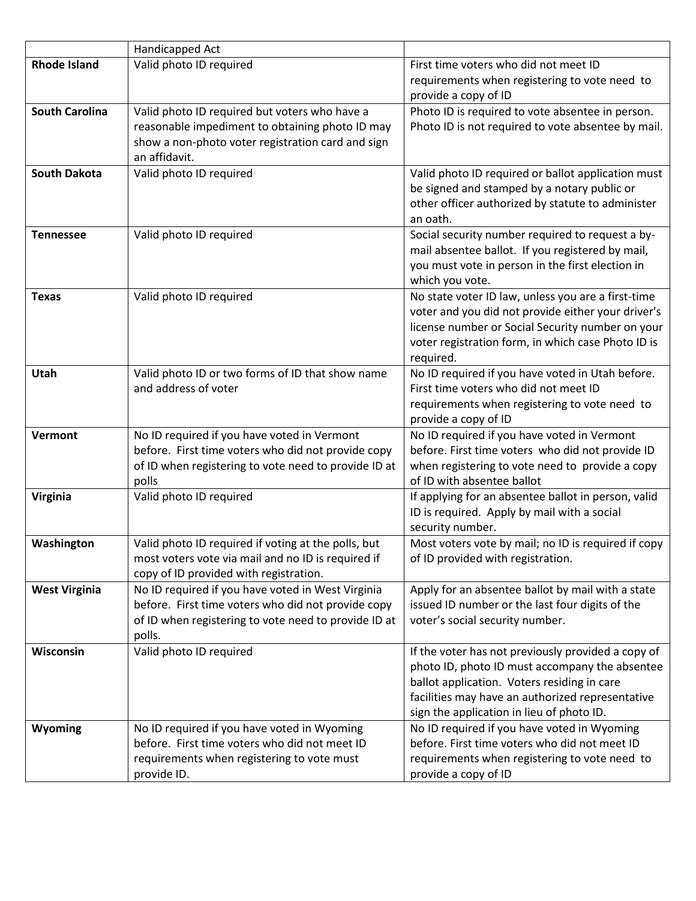| | | |
|---|---|---|
| | Handicapped Act | |
| **Rhode Island** | Valid photo ID required | First time voters who did not meet ID requirements when registering to vote need to provide a copy of ID |
| **South Carolina** | Valid photo ID required but voters who have a reasonable impediment to obtaining photo ID may show a non-photo voter registration card and sign an affidavit. | Photo ID is required to vote absentee in person. Photo ID is not required to vote absentee by mail. |
| **South Dakota** | Valid photo ID required | Valid photo ID required or ballot application must be signed and stamped by a notary public or other officer authorized by statute to administer an oath. |
| **Tennessee** | Valid photo ID required | Social security number required to request a by-mail absentee ballot. If you registered by mail, you must vote in person in the first election in which you vote. |
| **Texas** | Valid photo ID required | No state voter ID law, unless you are a first-time voter and you did not provide either your driver's license number or Social Security number on your voter registration form, in which case Photo ID is required. |
| **Utah** | Valid photo ID or two forms of ID that show name and address of voter | No ID required if you have voted in Utah before. First time voters who did not meet ID requirements when registering to vote need to provide a copy of ID |
| **Vermont** | No ID required if you have voted in Vermont before. First time voters who did not provide copy of ID when registering to vote need to provide ID at polls | No ID required if you have voted in Vermont before. First time voters who did not provide ID when registering to vote need to provide a copy of ID with absentee ballot |
| **Virginia** | Valid photo ID required | If applying for an absentee ballot in person, valid ID is required. Apply by mail with a social security number. |
| **Washington** | Valid photo ID required if voting at the polls, but most voters vote via mail and no ID is required if copy of ID provided with registration. | Most voters vote by mail; no ID is required if copy of ID provided with registration. |
| **West Virginia** | No ID required if you have voted in West Virginia before. First time voters who did not provide copy of ID when registering to vote need to provide ID at polls. | Apply for an absentee ballot by mail with a state issued ID number or the last four digits of the voter's social security number. |
| **Wisconsin** | Valid photo ID required | If the voter has not previously provided a copy of photo ID, photo ID must accompany the absentee ballot application. Voters residing in care facilities may have an authorized representative sign the application in lieu of photo ID. |
| **Wyoming** | No ID required if you have voted in Wyoming before. First time voters who did not meet ID requirements when registering to vote must provide ID. | No ID required if you have voted in Wyoming before. First time voters who did not meet ID requirements when registering to vote need to provide a copy of ID |